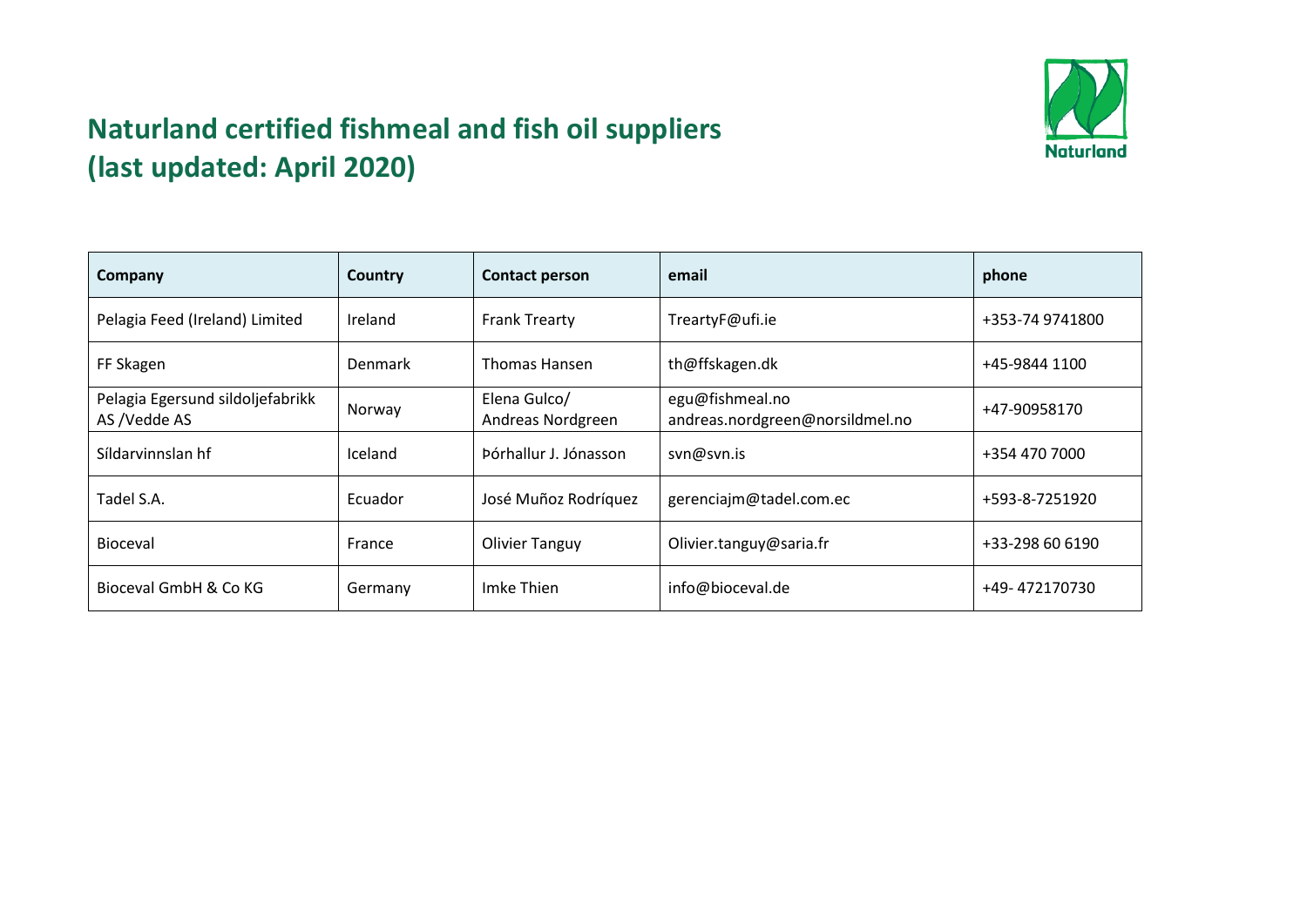# Naturland certified fishmeal and fish oil suppliers (last updated: April 2020)

| Company | Country | Contact person | email | phone |
|---|---|---|---|---|
| Pelagia Feed (Ireland) Limited | Ireland | Frank Trearty | TreartyF@ufi.ie | +353-74 9741800 |
| FF Skagen | Denmark | Thomas Hansen | th@ffskagen.dk | +45-9844 1100 |
| Pelagia Egersund sildoljefabrikk AS /Vedde AS | Norway | Elena Gulco/ Andreas Nordgreen | egu@fishmeal.no andreas.nordgreen@norsildmel.no | +47-90958170 |
| Síldarvinnslan hf | Iceland | Þórhallur J. Jónasson | svn@svn.is | +354 470 7000 |
| Tadel S.A. | Ecuador | José Muñoz Rodríquez | gerenciajm@tadel.com.ec | +593-8-7251920 |
| Bioceval | France | Olivier Tanguy | Olivier.tanguy@saria.fr | +33-298 60 6190 |
| Bioceval GmbH & Co KG | Germany | Imke Thien | info@bioceval.de | +49- 472170730 |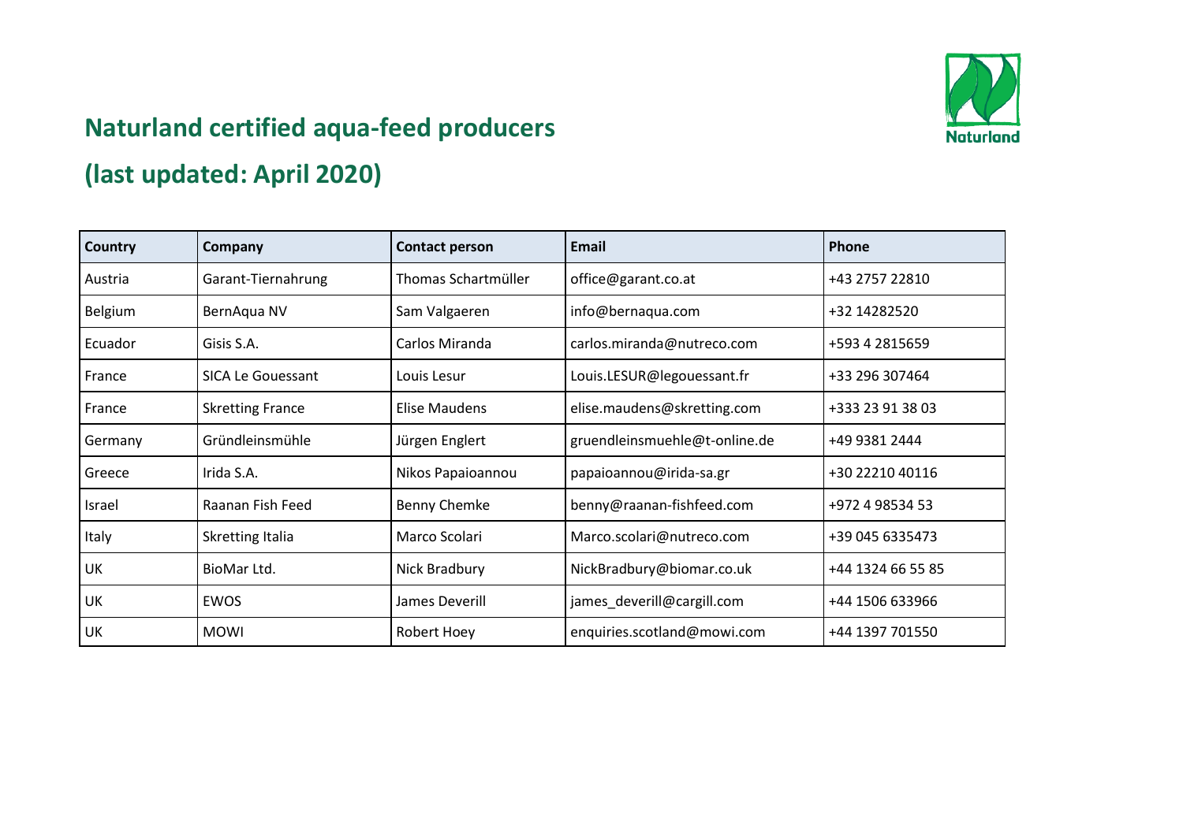# Naturland certified aqua-feed producers

# (last updated: April 2020)

| Country | Company | Contact person | Email | Phone |
|---|---|---|---|---|
| Austria | Garant-Tiernahrung | Thomas Schartmüller | office@garant.co.at | +43 2757 22810 |
| Belgium | BernAqua NV | Sam Valgaeren | info@bernaqua.com | +32 14282520 |
| Ecuador | Gisis S.A. | Carlos Miranda | carlos.miranda@nutreco.com | +593 4 2815659 |
| France | SICA Le Gouessant | Louis Lesur | Louis.LESUR@legouessant.fr | +33 296 307464 |
| France | Skretting France | Elise Maudens | elise.maudens@skretting.com | +333 23 91 38 03 |
| Germany | Gründleinsmühle | Jürgen Englert | gruendleinsmuehle@t-online.de | +49 9381 2444 |
| Greece | Irida S.A. | Nikos Papaioannou | papaioannou@irida-sa.gr | +30 22210 40116 |
| Israel | Raanan Fish Feed | Benny Chemke | benny@raanan-fishfeed.com | +972 4 98534 53 |
| Italy | Skretting Italia | Marco Scolari | Marco.scolari@nutreco.com | +39 045 6335473 |
| UK | BioMar Ltd. | Nick Bradbury | NickBradbury@biomar.co.uk | +44 1324 66 55 85 |
| UK | EWOS | James Deverill | james_deverill@cargill.com | +44 1506 633966 |
| UK | MOWI | Robert Hoey | enquiries.scotland@mowi.com | +44 1397 701550 |